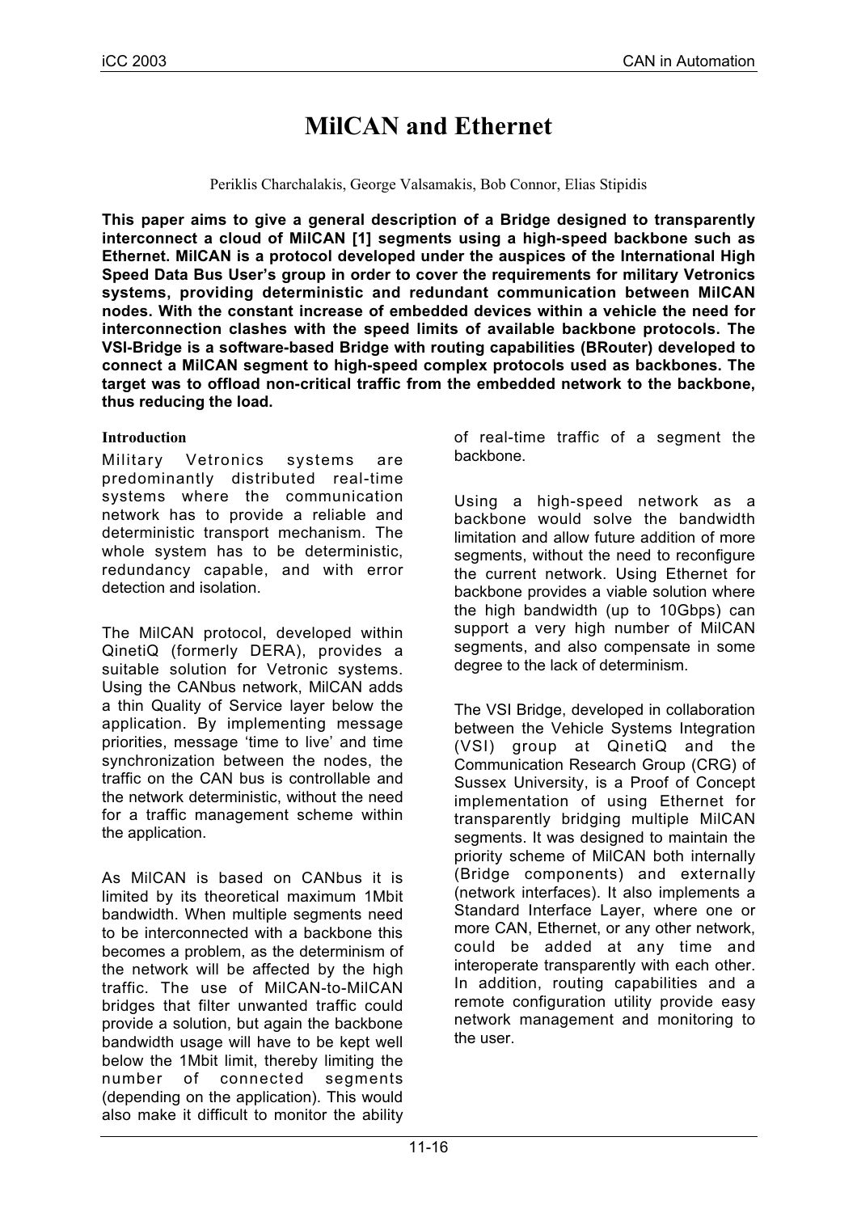// Transcribed verbatim; page header "iCC 2003 / CAN in Automation" and footer "11-16" are omitted.
# MilCAN and Ethernet

Periklis Charchalakis, George Valsamakis, Bob Connor, Elias Stipidis

**This paper aims to give a general description of a Bridge designed to transparently interconnect a cloud of MilCAN [1] segments using a high-speed backbone such as Ethernet. MilCAN is a protocol developed under the auspices of the International High Speed Data Bus User's group in order to cover the requirements for military Vetronics systems, providing deterministic and redundant communication between MilCAN nodes. With the constant increase of embedded devices within a vehicle the need for interconnection clashes with the speed limits of available backbone protocols. The VSI-Bridge is a software-based Bridge with routing capabilities (BRouter) developed to connect a MilCAN segment to high-speed complex protocols used as backbones. The target was to offload non-critical traffic from the embedded network to the backbone, thus reducing the load.**

## Introduction

Military Vetronics systems are predominantly distributed real-time systems where the communication network has to provide a reliable and deterministic transport mechanism. The whole system has to be deterministic, redundancy capable, and with error detection and isolation.

The MilCAN protocol, developed within QinetiQ (formerly DERA), provides a suitable solution for Vetronic systems. Using the CANbus network, MilCAN adds a thin Quality of Service layer below the application. By implementing message priorities, message 'time to live' and time synchronization between the nodes, the traffic on the CAN bus is controllable and the network deterministic, without the need for a traffic management scheme within the application.

As MilCAN is based on CANbus it is limited by its theoretical maximum 1Mbit bandwidth. When multiple segments need to be interconnected with a backbone this becomes a problem, as the determinism of the network will be affected by the high traffic. The use of MilCAN-to-MilCAN bridges that filter unwanted traffic could provide a solution, but again the backbone bandwidth usage will have to be kept well below the 1Mbit limit, thereby limiting the number of connected segments (depending on the application). This would also make it difficult to monitor the ability of real-time traffic of a segment the backbone.

Using a high-speed network as a backbone would solve the bandwidth limitation and allow future addition of more segments, without the need to reconfigure the current network. Using Ethernet for backbone provides a viable solution where the high bandwidth (up to 10Gbps) can support a very high number of MilCAN segments, and also compensate in some degree to the lack of determinism.

The VSI Bridge, developed in collaboration between the Vehicle Systems Integration (VSI) group at QinetiQ and the Communication Research Group (CRG) of Sussex University, is a Proof of Concept implementation of using Ethernet for transparently bridging multiple MilCAN segments. It was designed to maintain the priority scheme of MilCAN both internally (Bridge components) and externally (network interfaces). It also implements a Standard Interface Layer, where one or more CAN, Ethernet, or any other network, could be added at any time and interoperate transparently with each other. In addition, routing capabilities and a remote configuration utility provide easy network management and monitoring to the user.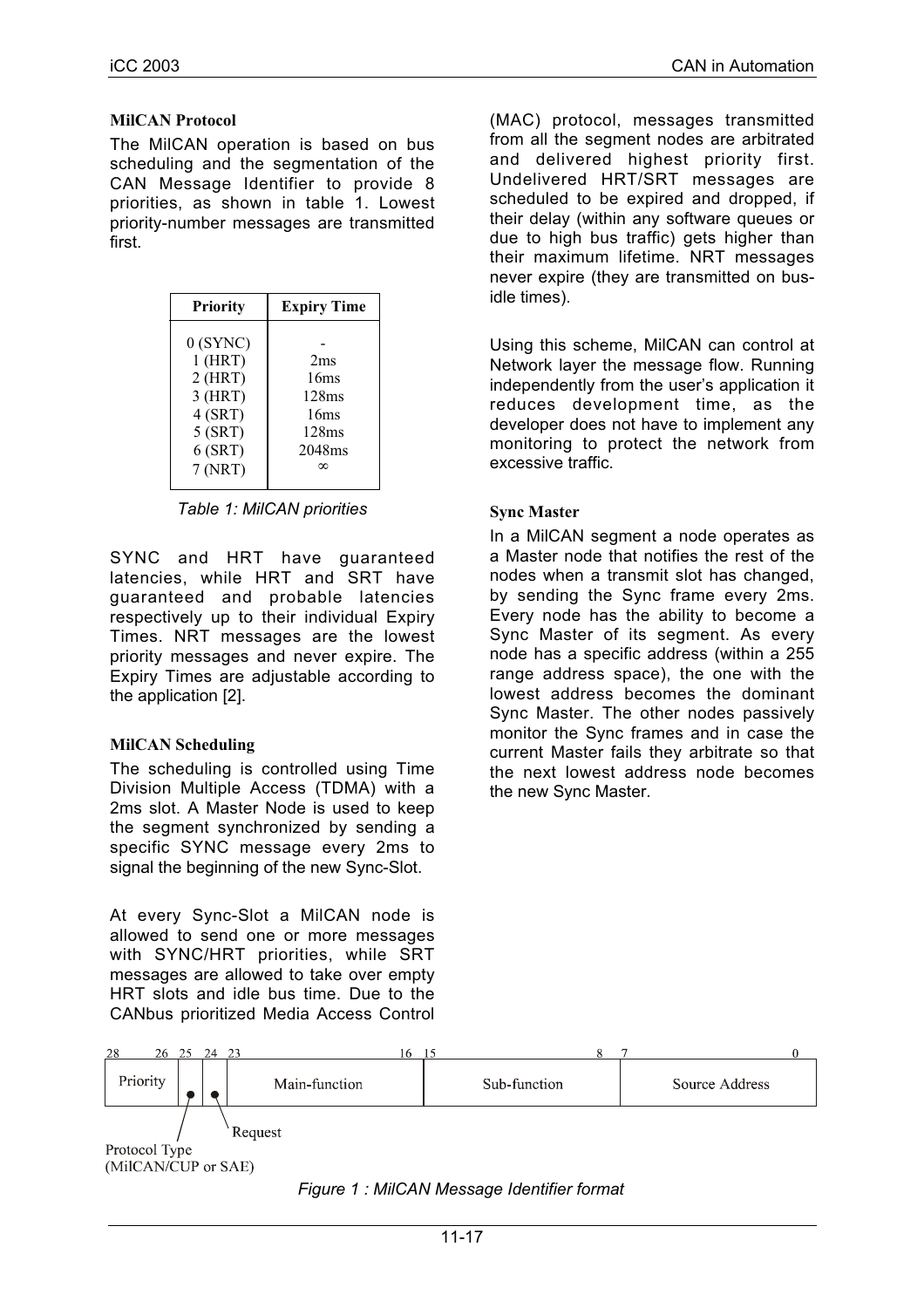**MilCAN Protocol**

The MilCAN operation is based on bus scheduling and the segmentation of the CAN Message Identifier to provide 8 priorities, as shown in table 1. Lowest priority-number messages are transmitted first.

| Priority | Expiry Time |
|---|---|
| 0 (SYNC) | - |
| 1 (HRT) | 2ms |
| 2 (HRT) | 16ms |
| 3 (HRT) | 128ms |
| 4 (SRT) | 16ms |
| 5 (SRT) | 128ms |
| 6 (SRT) | 2048ms |
| 7 (NRT) | ∞ |

*Table 1: MilCAN priorities*

SYNC and HRT have guaranteed latencies, while HRT and SRT have guaranteed and probable latencies respectively up to their individual Expiry Times. NRT messages are the lowest priority messages and never expire. The Expiry Times are adjustable according to the application [2].

**MilCAN Scheduling**

The scheduling is controlled using Time Division Multiple Access (TDMA) with a 2ms slot. A Master Node is used to keep the segment synchronized by sending a specific SYNC message every 2ms to signal the beginning of the new Sync-Slot.

At every Sync-Slot a MilCAN node is allowed to send one or more messages with SYNC/HRT priorities, while SRT messages are allowed to take over empty HRT slots and idle bus time. Due to the CANbus prioritized Media Access Control (MAC) protocol, messages transmitted from all the segment nodes are arbitrated and delivered highest priority first. Undelivered HRT/SRT messages are scheduled to be expired and dropped, if their delay (within any software queues or due to high bus traffic) gets higher than their maximum lifetime. NRT messages never expire (they are transmitted on bus-idle times).

Using this scheme, MilCAN can control at Network layer the message flow. Running independently from the user's application it reduces development time, as the developer does not have to implement any monitoring to protect the network from excessive traffic.

**Sync Master**

In a MilCAN segment a node operates as a Master node that notifies the rest of the nodes when a transmit slot has changed, by sending the Sync frame every 2ms. Every node has the ability to become a Sync Master of its segment. As every node has a specific address (within a 255 range address space), the one with the lowest address becomes the dominant Sync Master. The other nodes passively monitor the Sync frames and in case the current Master fails they arbitrate so that the next lowest address node becomes the new Sync Master.

| 28–26 | 25 | 24 | 23–16 | 15–8 | 7–0 |
|---|---|---|---|---|---|
| Priority | Protocol Type (MilCAN/CUP or SAE) | Request | Main-function | Sub-function | Source Address |

*Figure 1 : MilCAN Message Identifier format*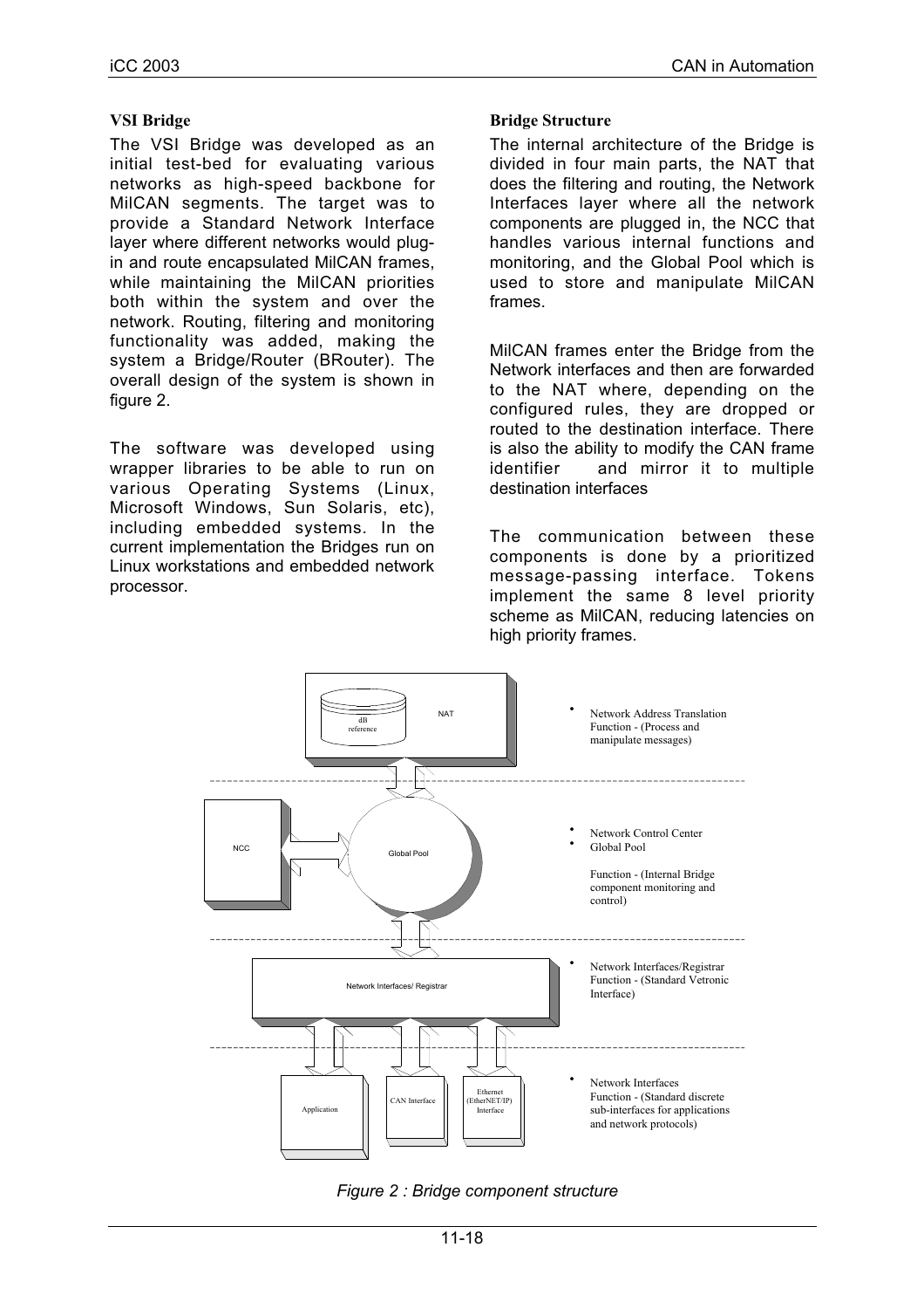### VSI Bridge

The VSI Bridge was developed as an initial test-bed for evaluating various networks as high-speed backbone for MilCAN segments. The target was to provide a Standard Network Interface layer where different networks would plug-in and route encapsulated MilCAN frames, while maintaining the MilCAN priorities both within the system and over the network. Routing, filtering and monitoring functionality was added, making the system a Bridge/Router (BRouter). The overall design of the system is shown in figure 2.

The software was developed using wrapper libraries to be able to run on various Operating Systems (Linux, Microsoft Windows, Sun Solaris, etc), including embedded systems. In the current implementation the Bridges run on Linux workstations and embedded network processor.

### Bridge Structure

The internal architecture of the Bridge is divided in four main parts, the NAT that does the filtering and routing, the Network Interfaces layer where all the network components are plugged in, the NCC that handles various internal functions and monitoring, and the Global Pool which is used to store and manipulate MilCAN frames.

MilCAN frames enter the Bridge from the Network interfaces and then are forwarded to the NAT where, depending on the configured rules, they are dropped or routed to the destination interface. There is also the ability to modify the CAN frame identifier and mirror it to multiple destination interfaces

The communication between these components is done by a prioritized message-passing interface. Tokens implement the same 8 level priority scheme as MilCAN, reducing latencies on high priority frames.

*Figure 2 : Bridge component structure*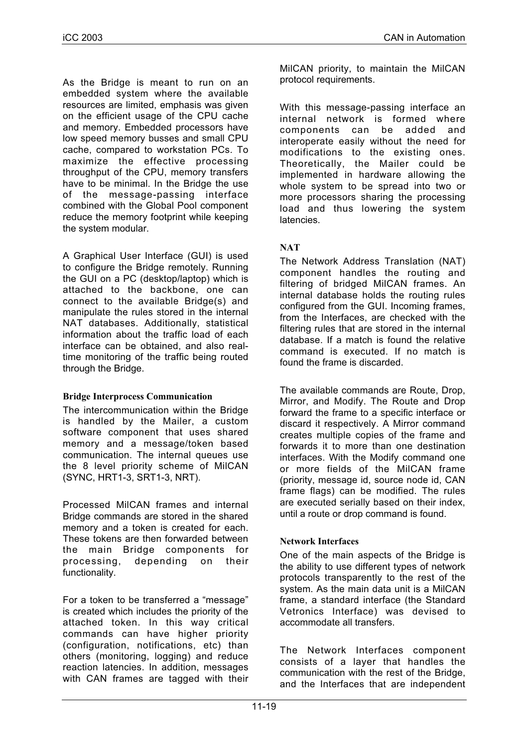As the Bridge is meant to run on an embedded system where the available resources are limited, emphasis was given on the efficient usage of the CPU cache and memory. Embedded processors have low speed memory busses and small CPU cache, compared to workstation PCs. To maximize the effective processing throughput of the CPU, memory transfers have to be minimal. In the Bridge the use of the message-passing interface combined with the Global Pool component reduce the memory footprint while keeping the system modular.

A Graphical User Interface (GUI) is used to configure the Bridge remotely. Running the GUI on a PC (desktop/laptop) which is attached to the backbone, one can connect to the available Bridge(s) and manipulate the rules stored in the internal NAT databases. Additionally, statistical information about the traffic load of each interface can be obtained, and also real-time monitoring of the traffic being routed through the Bridge.

### Bridge Interprocess Communication

The intercommunication within the Bridge is handled by the Mailer, a custom software component that uses shared memory and a message/token based communication. The internal queues use the 8 level priority scheme of MilCAN (SYNC, HRT1-3, SRT1-3, NRT).

Processed MilCAN frames and internal Bridge commands are stored in the shared memory and a token is created for each. These tokens are then forwarded between the main Bridge components for processing, depending on their functionality.

For a token to be transferred a "message" is created which includes the priority of the attached token. In this way critical commands can have higher priority (configuration, notifications, etc) than others (monitoring, logging) and reduce reaction latencies. In addition, messages with CAN frames are tagged with their MilCAN priority, to maintain the MilCAN protocol requirements.

With this message-passing interface an internal network is formed where components can be added and interoperate easily without the need for modifications to the existing ones. Theoretically, the Mailer could be implemented in hardware allowing the whole system to be spread into two or more processors sharing the processing load and thus lowering the system latencies.

### NAT

The Network Address Translation (NAT) component handles the routing and filtering of bridged MilCAN frames. An internal database holds the routing rules configured from the GUI. Incoming frames, from the Interfaces, are checked with the filtering rules that are stored in the internal database. If a match is found the relative command is executed. If no match is found the frame is discarded.

The available commands are Route, Drop, Mirror, and Modify. The Route and Drop forward the frame to a specific interface or discard it respectively. A Mirror command creates multiple copies of the frame and forwards it to more than one destination interfaces. With the Modify command one or more fields of the MilCAN frame (priority, message id, source node id, CAN frame flags) can be modified. The rules are executed serially based on their index, until a route or drop command is found.

### Network Interfaces

One of the main aspects of the Bridge is the ability to use different types of network protocols transparently to the rest of the system. As the main data unit is a MilCAN frame, a standard interface (the Standard Vetronics Interface) was devised to accommodate all transfers.

The Network Interfaces component consists of a layer that handles the communication with the rest of the Bridge, and the Interfaces that are independent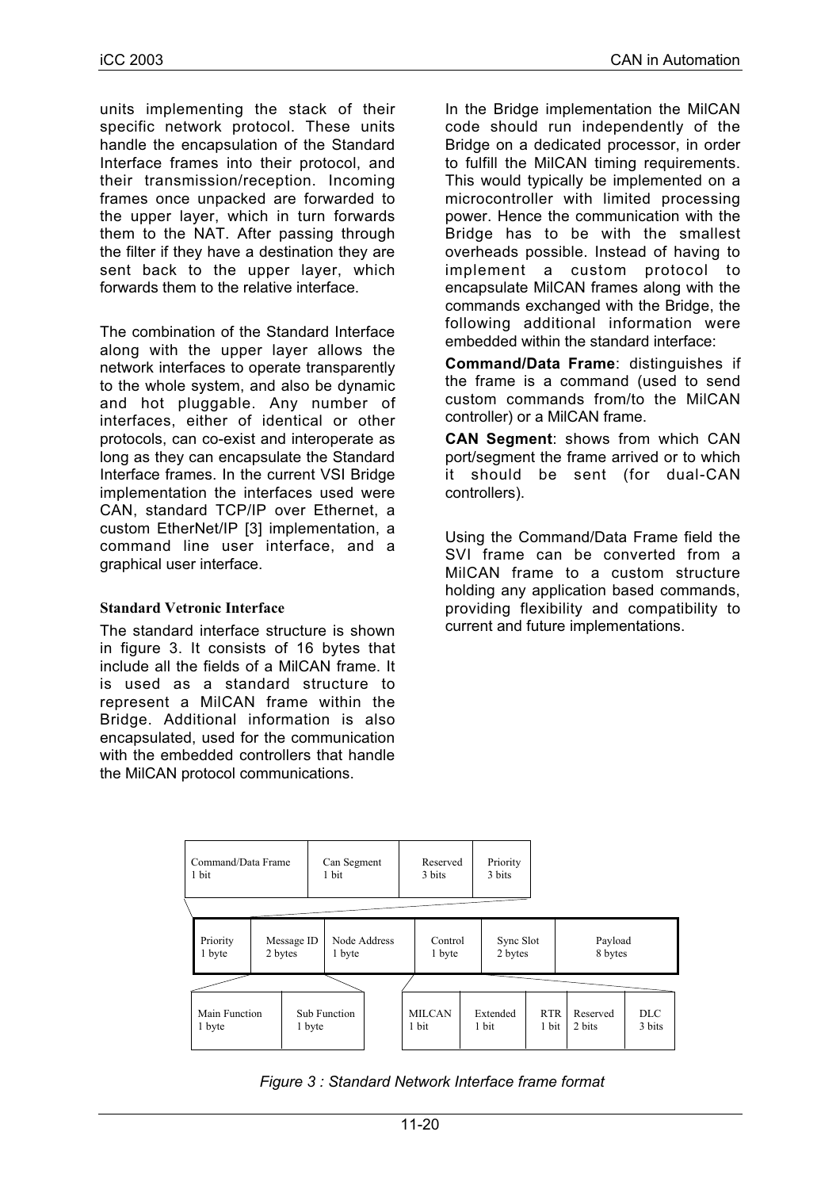units implementing the stack of their specific network protocol. These units handle the encapsulation of the Standard Interface frames into their protocol, and their transmission/reception. Incoming frames once unpacked are forwarded to the upper layer, which in turn forwards them to the NAT. After passing through the filter if they have a destination they are sent back to the upper layer, which forwards them to the relative interface.

The combination of the Standard Interface along with the upper layer allows the network interfaces to operate transparently to the whole system, and also be dynamic and hot pluggable. Any number of interfaces, either of identical or other protocols, can co-exist and interoperate as long as they can encapsulate the Standard Interface frames. In the current VSI Bridge implementation the interfaces used were CAN, standard TCP/IP over Ethernet, a custom EtherNet/IP [3] implementation, a command line user interface, and a graphical user interface.

### Standard Vetronic Interface

The standard interface structure is shown in figure 3. It consists of 16 bytes that include all the fields of a MilCAN frame. It is used as a standard structure to represent a MilCAN frame within the Bridge. Additional information is also encapsulated, used for the communication with the embedded controllers that handle the MilCAN protocol communications.

In the Bridge implementation the MilCAN code should run independently of the Bridge on a dedicated processor, in order to fulfill the MilCAN timing requirements. This would typically be implemented on a microcontroller with limited processing power. Hence the communication with the Bridge has to be with the smallest overheads possible. Instead of having to implement a custom protocol to encapsulate MilCAN frames along with the commands exchanged with the Bridge, the following additional information were embedded within the standard interface:

**Command/Data Frame**: distinguishes if the frame is a command (used to send custom commands from/to the MilCAN controller) or a MilCAN frame.

**CAN Segment**: shows from which CAN port/segment the frame arrived or to which it should be sent (for dual-CAN controllers).

Using the Command/Data Frame field the SVI frame can be converted from a MilCAN frame to a custom structure holding any application based commands, providing flexibility and compatibility to current and future implementations.

| Command/Data Frame | Can Segment | Reserved | Priority |
|---|---|---|---|
| 1 bit | 1 bit | 3 bits | 3 bits |

| Priority | Message ID | Node Address | Control | Sync Slot | Payload |
|---|---|---|---|---|---|
| 1 byte | 2 bytes | 1 byte | 1 byte | 2 bytes | 8 bytes |

| Main Function | Sub Function |
|---|---|
| 1 byte | 1 byte |

| MILCAN | Extended | RTR | Reserved | DLC |
|---|---|---|---|---|
| 1 bit | 1 bit | 1 bit | 2 bits | 3 bits |

*Figure 3 : Standard Network Interface frame format*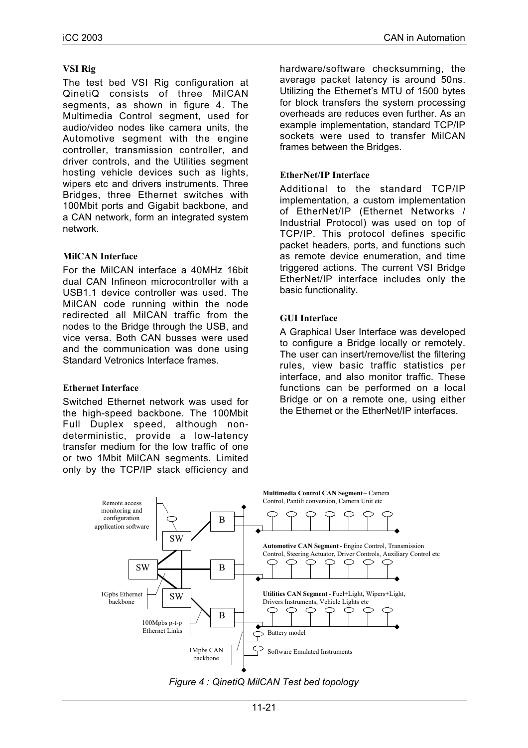### VSI Rig

The test bed VSI Rig configuration at QinetiQ consists of three MilCAN segments, as shown in figure 4. The Multimedia Control segment, used for audio/video nodes like camera units, the Automotive segment with the engine controller, transmission controller, and driver controls, and the Utilities segment hosting vehicle devices such as lights, wipers etc and drivers instruments. Three Bridges, three Ethernet switches with 100Mbit ports and Gigabit backbone, and a CAN network, form an integrated system network.

### MilCAN Interface

For the MilCAN interface a 40MHz 16bit dual CAN Infineon microcontroller with a USB1.1 device controller was used. The MilCAN code running within the node redirected all MilCAN traffic from the nodes to the Bridge through the USB, and vice versa. Both CAN busses were used and the communication was done using Standard Vetronics Interface frames.

### Ethernet Interface

Switched Ethernet network was used for the high-speed backbone. The 100Mbit Full Duplex speed, although non-deterministic, provide a low-latency transfer medium for the low traffic of one or two 1Mbit MilCAN segments. Limited only by the TCP/IP stack efficiency and hardware/software checksumming, the average packet latency is around 50ns. Utilizing the Ethernet's MTU of 1500 bytes for block transfers the system processing overheads are reduces even further. As an example implementation, standard TCP/IP sockets were used to transfer MilCAN frames between the Bridges.

### EtherNet/IP Interface

Additional to the standard TCP/IP implementation, a custom implementation of EtherNet/IP (Ethernet Networks / Industrial Protocol) was used on top of TCP/IP. This protocol defines specific packet headers, ports, and functions such as remote device enumeration, and time triggered actions. The current VSI Bridge EtherNet/IP interface includes only the basic functionality.

### GUI Interface

A Graphical User Interface was developed to configure a Bridge locally or remotely. The user can insert/remove/list the filtering rules, view basic traffic statistics per interface, and also monitor traffic. These functions can be performed on a local Bridge or on a remote one, using either the Ethernet or the EtherNet/IP interfaces.

*Figure 4 : QinetiQ MilCAN Test bed topology*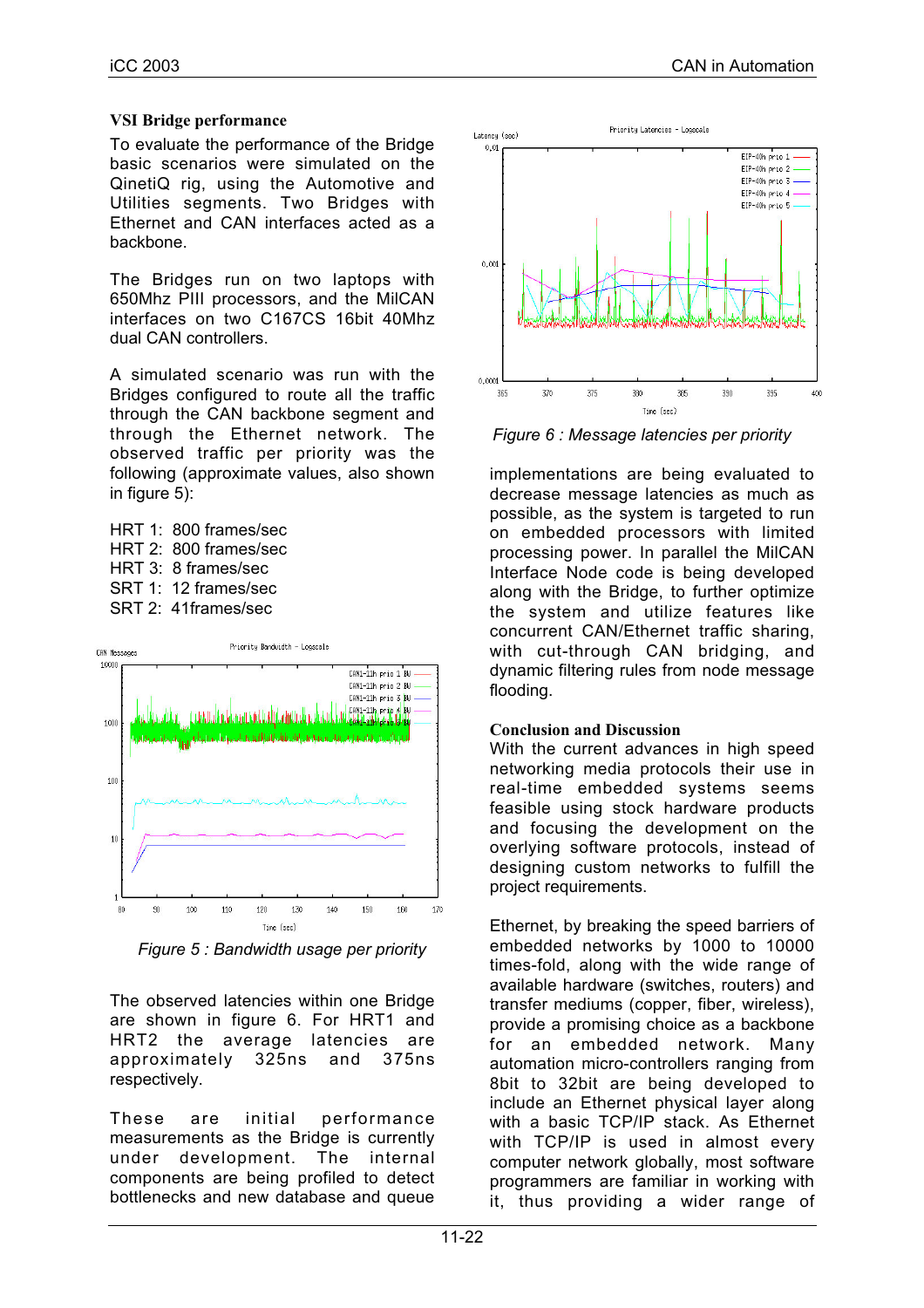### VSI Bridge performance

To evaluate the performance of the Bridge basic scenarios were simulated on the QinetiQ rig, using the Automotive and Utilities segments. Two Bridges with Ethernet and CAN interfaces acted as a backbone.

The Bridges run on two laptops with 650Mhz PIII processors, and the MilCAN interfaces on two C167CS 16bit 40Mhz dual CAN controllers.

A simulated scenario was run with the Bridges configured to route all the traffic through the CAN backbone segment and through the Ethernet network. The observed traffic per priority was the following (approximate values, also shown in figure 5):

HRT 1: 800 frames/sec
HRT 2: 800 frames/sec
HRT 3: 8 frames/sec
SRT 1: 12 frames/sec
SRT 2: 41frames/sec

*Figure 5 : Bandwidth usage per priority*

The observed latencies within one Bridge are shown in figure 6. For HRT1 and HRT2 the average latencies are approximately 325ns and 375ns respectively.

These are initial performance measurements as the Bridge is currently under development. The internal components are being profiled to detect bottlenecks and new database and queue implementations are being evaluated to decrease message latencies as much as possible, as the system is targeted to run on embedded processors with limited processing power. In parallel the MilCAN Interface Node code is being developed along with the Bridge, to further optimize the system and utilize features like concurrent CAN/Ethernet traffic sharing, with cut-through CAN bridging, and dynamic filtering rules from node message flooding.

*Figure 6 : Message latencies per priority*

### Conclusion and Discussion

With the current advances in high speed networking media protocols their use in real-time embedded systems seems feasible using stock hardware products and focusing the development on the overlying software protocols, instead of designing custom networks to fulfill the project requirements.

Ethernet, by breaking the speed barriers of embedded networks by 1000 to 10000 times-fold, along with the wide range of available hardware (switches, routers) and transfer mediums (copper, fiber, wireless), provide a promising choice as a backbone for an embedded network. Many automation micro-controllers ranging from 8bit to 32bit are being developed to include an Ethernet physical layer along with a basic TCP/IP stack. As Ethernet with TCP/IP is used in almost every computer network globally, most software programmers are familiar in working with it, thus providing a wider range of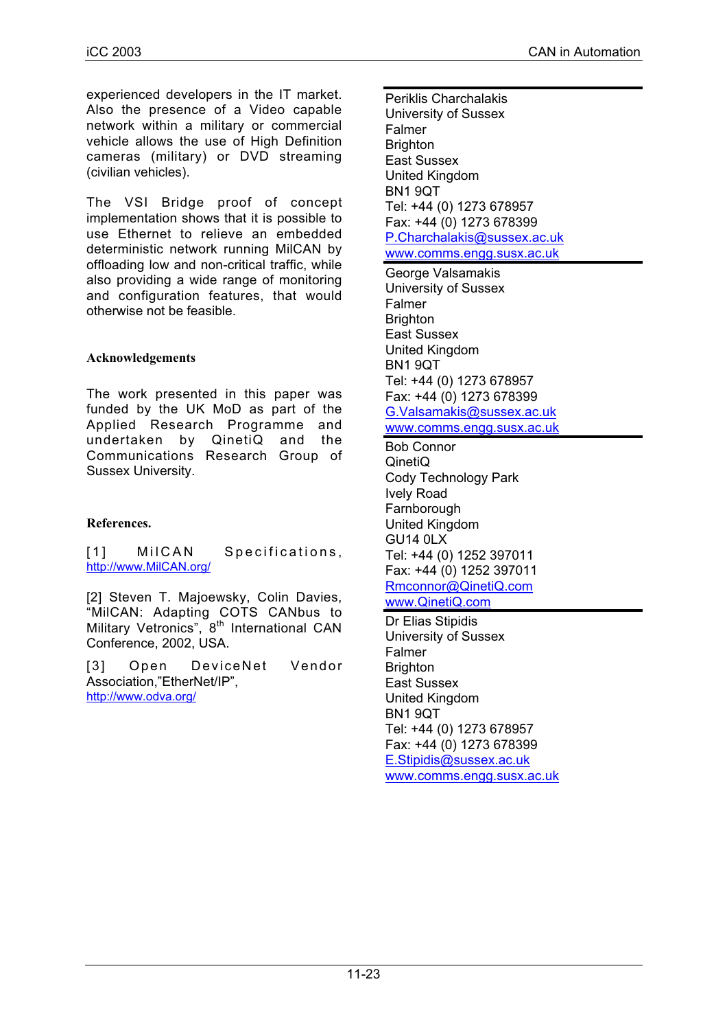experienced developers in the IT market. Also the presence of a Video capable network within a military or commercial vehicle allows the use of High Definition cameras (military) or DVD streaming (civilian vehicles).

The VSI Bridge proof of concept implementation shows that it is possible to use Ethernet to relieve an embedded deterministic network running MilCAN by offloading low and non-critical traffic, while also providing a wide range of monitoring and configuration features, that would otherwise not be feasible.

**Acknowledgements**

The work presented in this paper was funded by the UK MoD as part of the Applied Research Programme and undertaken by QinetiQ and the Communications Research Group of Sussex University.

**References.**

[1] MilCAN Specifications, http://www.MilCAN.org/

[2] Steven T. Majoewsky, Colin Davies, "MilCAN: Adapting COTS CANbus to Military Vetronics", 8th International CAN Conference, 2002, USA.

[3] Open DeviceNet Vendor Association,"EtherNet/IP", http://www.odva.org/

---

Periklis Charchalakis
University of Sussex
Falmer
Brighton
East Sussex
United Kingdom
BN1 9QT
Tel: +44 (0) 1273 678957
Fax: +44 (0) 1273 678399
P.Charchalakis@sussex.ac.uk
www.comms.engg.susx.ac.uk

---

George Valsamakis
University of Sussex
Falmer
Brighton
East Sussex
United Kingdom
BN1 9QT
Tel: +44 (0) 1273 678957
Fax: +44 (0) 1273 678399
G.Valsamakis@sussex.ac.uk
www.comms.engg.susx.ac.uk

---

Bob Connor
QinetiQ
Cody Technology Park
Ively Road
Farnborough
United Kingdom
GU14 0LX
Tel: +44 (0) 1252 397011
Fax: +44 (0) 1252 397011
Rmconnor@QinetiQ.com
www.QinetiQ.com

---

Dr Elias Stipidis
University of Sussex
Falmer
Brighton
East Sussex
United Kingdom
BN1 9QT
Tel: +44 (0) 1273 678957
Fax: +44 (0) 1273 678399
E.Stipidis@sussex.ac.uk
www.comms.engg.susx.ac.uk